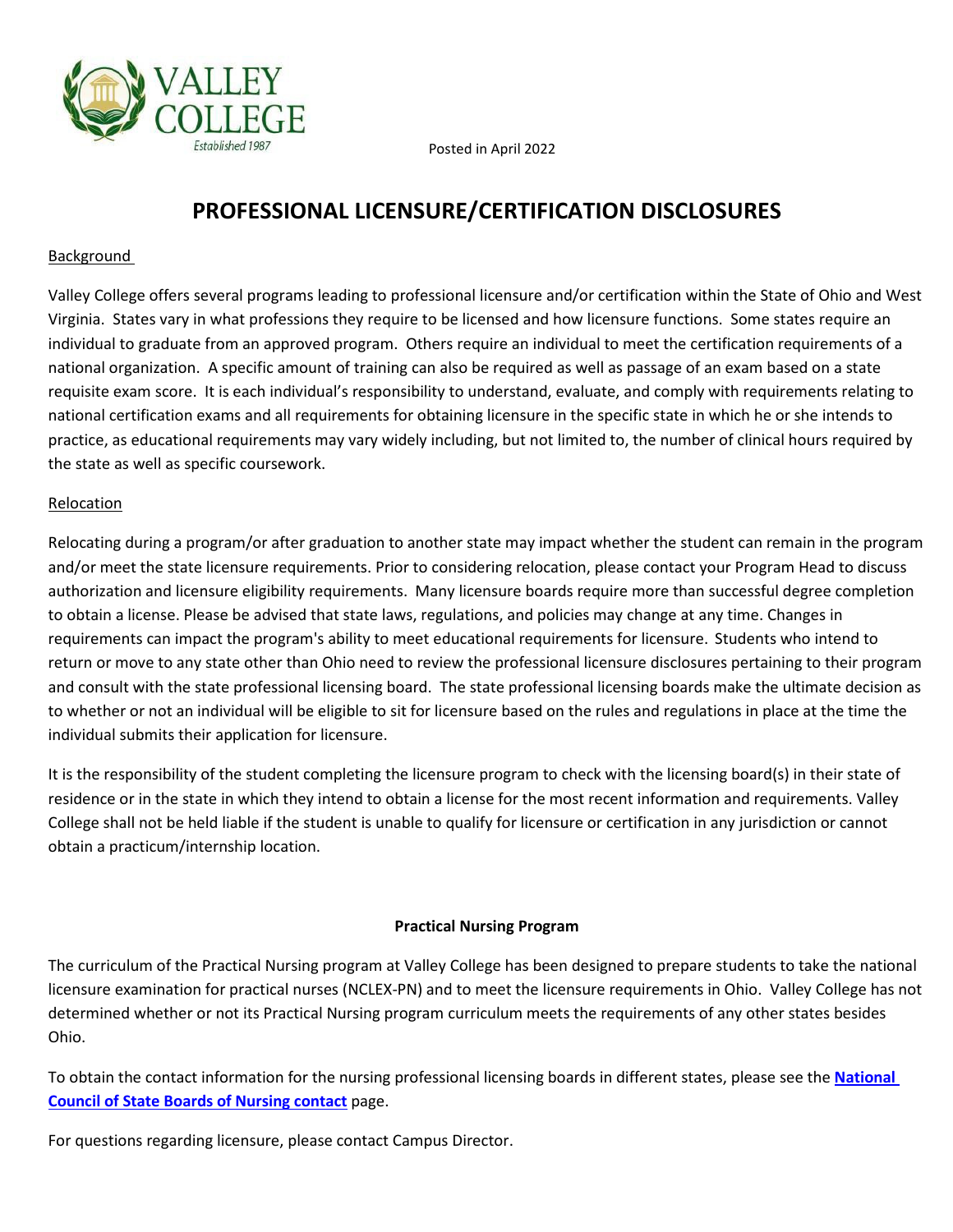VALLEY COLLEGE
Established 1987

Posted in April 2022

# PROFESSIONAL LICENSURE/CERTIFICATION DISCLOSURES

## Background

Valley College offers several programs leading to professional licensure and/or certification within the State of Ohio and West Virginia. States vary in what professions they require to be licensed and how licensure functions. Some states require an individual to graduate from an approved program. Others require an individual to meet the certification requirements of a national organization. A specific amount of training can also be required as well as passage of an exam based on a state requisite exam score. It is each individual's responsibility to understand, evaluate, and comply with requirements relating to national certification exams and all requirements for obtaining licensure in the specific state in which he or she intends to practice, as educational requirements may vary widely including, but not limited to, the number of clinical hours required by the state as well as specific coursework.

## Relocation

Relocating during a program/or after graduation to another state may impact whether the student can remain in the program and/or meet the state licensure requirements. Prior to considering relocation, please contact your Program Head to discuss authorization and licensure eligibility requirements. Many licensure boards require more than successful degree completion to obtain a license. Please be advised that state laws, regulations, and policies may change at any time. Changes in requirements can impact the program's ability to meet educational requirements for licensure. Students who intend to return or move to any state other than Ohio need to review the professional licensure disclosures pertaining to their program and consult with the state professional licensing board. The state professional licensing boards make the ultimate decision as to whether or not an individual will be eligible to sit for licensure based on the rules and regulations in place at the time the individual submits their application for licensure.

It is the responsibility of the student completing the licensure program to check with the licensing board(s) in their state of residence or in the state in which they intend to obtain a license for the most recent information and requirements. Valley College shall not be held liable if the student is unable to qualify for licensure or certification in any jurisdiction or cannot obtain a practicum/internship location.

### Practical Nursing Program

The curriculum of the Practical Nursing program at Valley College has been designed to prepare students to take the national licensure examination for practical nurses (NCLEX-PN) and to meet the licensure requirements in Ohio. Valley College has not determined whether or not its Practical Nursing program curriculum meets the requirements of any other states besides Ohio.

To obtain the contact information for the nursing professional licensing boards in different states, please see the **National Council of State Boards of Nursing contact** page.

For questions regarding licensure, please contact Campus Director.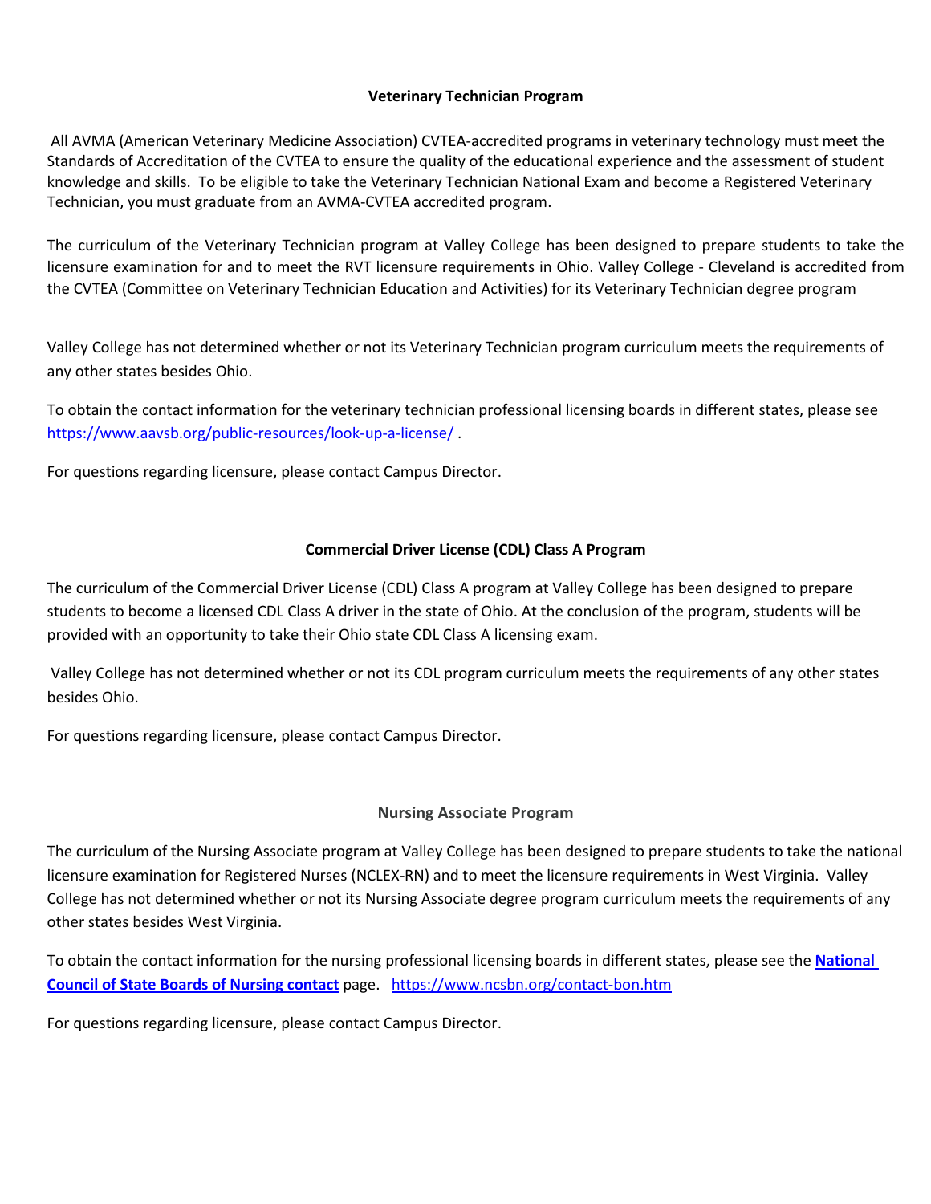## Veterinary Technician Program

All AVMA (American Veterinary Medicine Association) CVTEA-accredited programs in veterinary technology must meet the Standards of Accreditation of the CVTEA to ensure the quality of the educational experience and the assessment of student knowledge and skills. To be eligible to take the Veterinary Technician National Exam and become a Registered Veterinary Technician, you must graduate from an AVMA-CVTEA accredited program.

The curriculum of the Veterinary Technician program at Valley College has been designed to prepare students to take the licensure examination for and to meet the RVT licensure requirements in Ohio. Valley College - Cleveland is accredited from the CVTEA (Committee on Veterinary Technician Education and Activities) for its Veterinary Technician degree program

Valley College has not determined whether or not its Veterinary Technician program curriculum meets the requirements of any other states besides Ohio.

To obtain the contact information for the veterinary technician professional licensing boards in different states, please see https://www.aavsb.org/public-resources/look-up-a-license/ .

For questions regarding licensure, please contact Campus Director.

## Commercial Driver License (CDL) Class A Program

The curriculum of the Commercial Driver License (CDL) Class A program at Valley College has been designed to prepare students to become a licensed CDL Class A driver in the state of Ohio. At the conclusion of the program, students will be provided with an opportunity to take their Ohio state CDL Class A licensing exam.

Valley College has not determined whether or not its CDL program curriculum meets the requirements of any other states besides Ohio.

For questions regarding licensure, please contact Campus Director.

## Nursing Associate Program

The curriculum of the Nursing Associate program at Valley College has been designed to prepare students to take the national licensure examination for Registered Nurses (NCLEX-RN) and to meet the licensure requirements in West Virginia. Valley College has not determined whether or not its Nursing Associate degree program curriculum meets the requirements of any other states besides West Virginia.

To obtain the contact information for the nursing professional licensing boards in different states, please see the **National Council of State Boards of Nursing contact** page. https://www.ncsbn.org/contact-bon.htm

For questions regarding licensure, please contact Campus Director.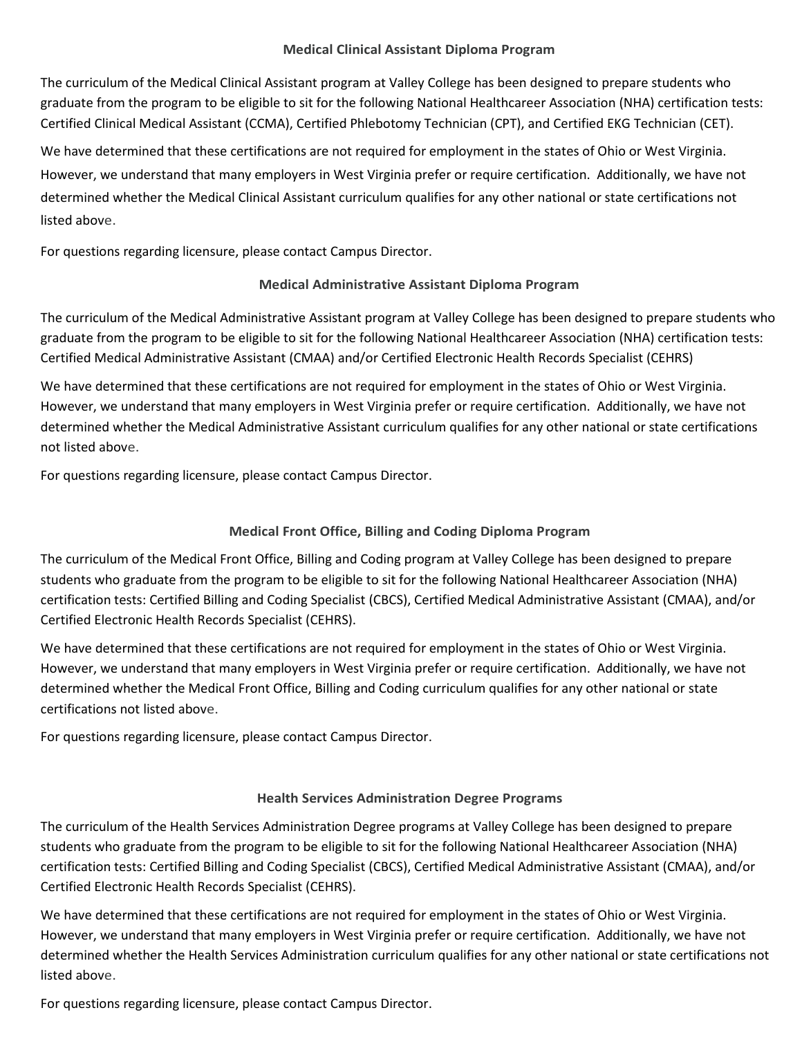## Medical Clinical Assistant Diploma Program

The curriculum of the Medical Clinical Assistant program at Valley College has been designed to prepare students who graduate from the program to be eligible to sit for the following National Healthcareer Association (NHA) certification tests: Certified Clinical Medical Assistant (CCMA), Certified Phlebotomy Technician (CPT), and Certified EKG Technician (CET).

We have determined that these certifications are not required for employment in the states of Ohio or West Virginia. However, we understand that many employers in West Virginia prefer or require certification. Additionally, we have not determined whether the Medical Clinical Assistant curriculum qualifies for any other national or state certifications not listed above.

For questions regarding licensure, please contact Campus Director.

## Medical Administrative Assistant Diploma Program

The curriculum of the Medical Administrative Assistant program at Valley College has been designed to prepare students who graduate from the program to be eligible to sit for the following National Healthcareer Association (NHA) certification tests: Certified Medical Administrative Assistant (CMAA) and/or Certified Electronic Health Records Specialist (CEHRS)

We have determined that these certifications are not required for employment in the states of Ohio or West Virginia. However, we understand that many employers in West Virginia prefer or require certification. Additionally, we have not determined whether the Medical Administrative Assistant curriculum qualifies for any other national or state certifications not listed above.

For questions regarding licensure, please contact Campus Director.

## Medical Front Office, Billing and Coding Diploma Program

The curriculum of the Medical Front Office, Billing and Coding program at Valley College has been designed to prepare students who graduate from the program to be eligible to sit for the following National Healthcareer Association (NHA) certification tests: Certified Billing and Coding Specialist (CBCS), Certified Medical Administrative Assistant (CMAA), and/or Certified Electronic Health Records Specialist (CEHRS).

We have determined that these certifications are not required for employment in the states of Ohio or West Virginia. However, we understand that many employers in West Virginia prefer or require certification. Additionally, we have not determined whether the Medical Front Office, Billing and Coding curriculum qualifies for any other national or state certifications not listed above.

For questions regarding licensure, please contact Campus Director.

## Health Services Administration Degree Programs

The curriculum of the Health Services Administration Degree programs at Valley College has been designed to prepare students who graduate from the program to be eligible to sit for the following National Healthcareer Association (NHA) certification tests: Certified Billing and Coding Specialist (CBCS), Certified Medical Administrative Assistant (CMAA), and/or Certified Electronic Health Records Specialist (CEHRS).

We have determined that these certifications are not required for employment in the states of Ohio or West Virginia. However, we understand that many employers in West Virginia prefer or require certification. Additionally, we have not determined whether the Health Services Administration curriculum qualifies for any other national or state certifications not listed above.

For questions regarding licensure, please contact Campus Director.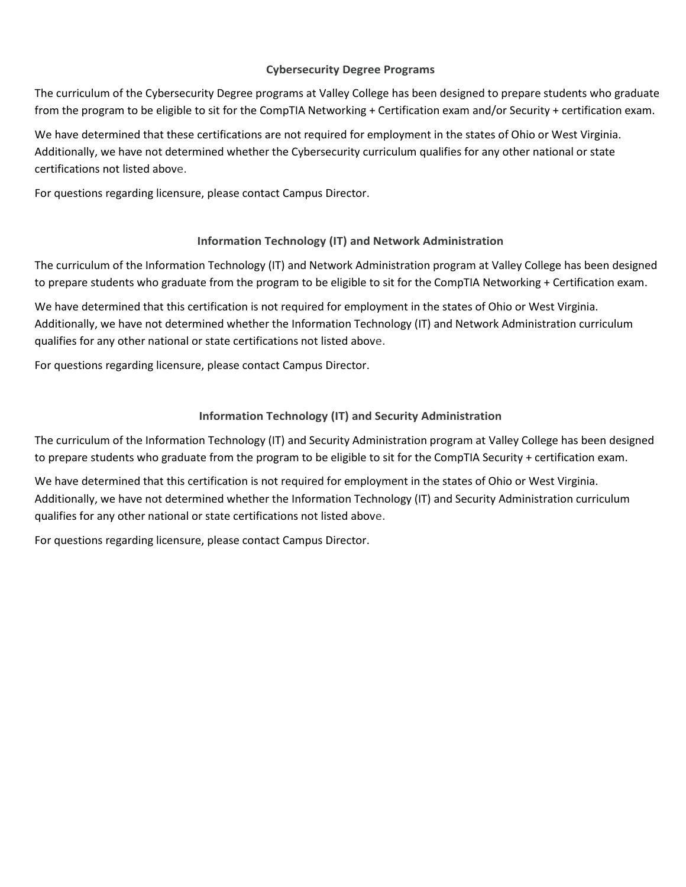## Cybersecurity Degree Programs

The curriculum of the Cybersecurity Degree programs at Valley College has been designed to prepare students who graduate from the program to be eligible to sit for the CompTIA Networking + Certification exam and/or Security + certification exam.

We have determined that these certifications are not required for employment in the states of Ohio or West Virginia. Additionally, we have not determined whether the Cybersecurity curriculum qualifies for any other national or state certifications not listed above.

For questions regarding licensure, please contact Campus Director.

## Information Technology (IT) and Network Administration

The curriculum of the Information Technology (IT) and Network Administration program at Valley College has been designed to prepare students who graduate from the program to be eligible to sit for the CompTIA Networking + Certification exam.

We have determined that this certification is not required for employment in the states of Ohio or West Virginia. Additionally, we have not determined whether the Information Technology (IT) and Network Administration curriculum qualifies for any other national or state certifications not listed above.

For questions regarding licensure, please contact Campus Director.

## Information Technology (IT) and Security Administration

The curriculum of the Information Technology (IT) and Security Administration program at Valley College has been designed to prepare students who graduate from the program to be eligible to sit for the CompTIA Security + certification exam.

We have determined that this certification is not required for employment in the states of Ohio or West Virginia. Additionally, we have not determined whether the Information Technology (IT) and Security Administration curriculum qualifies for any other national or state certifications not listed above.

For questions regarding licensure, please contact Campus Director.